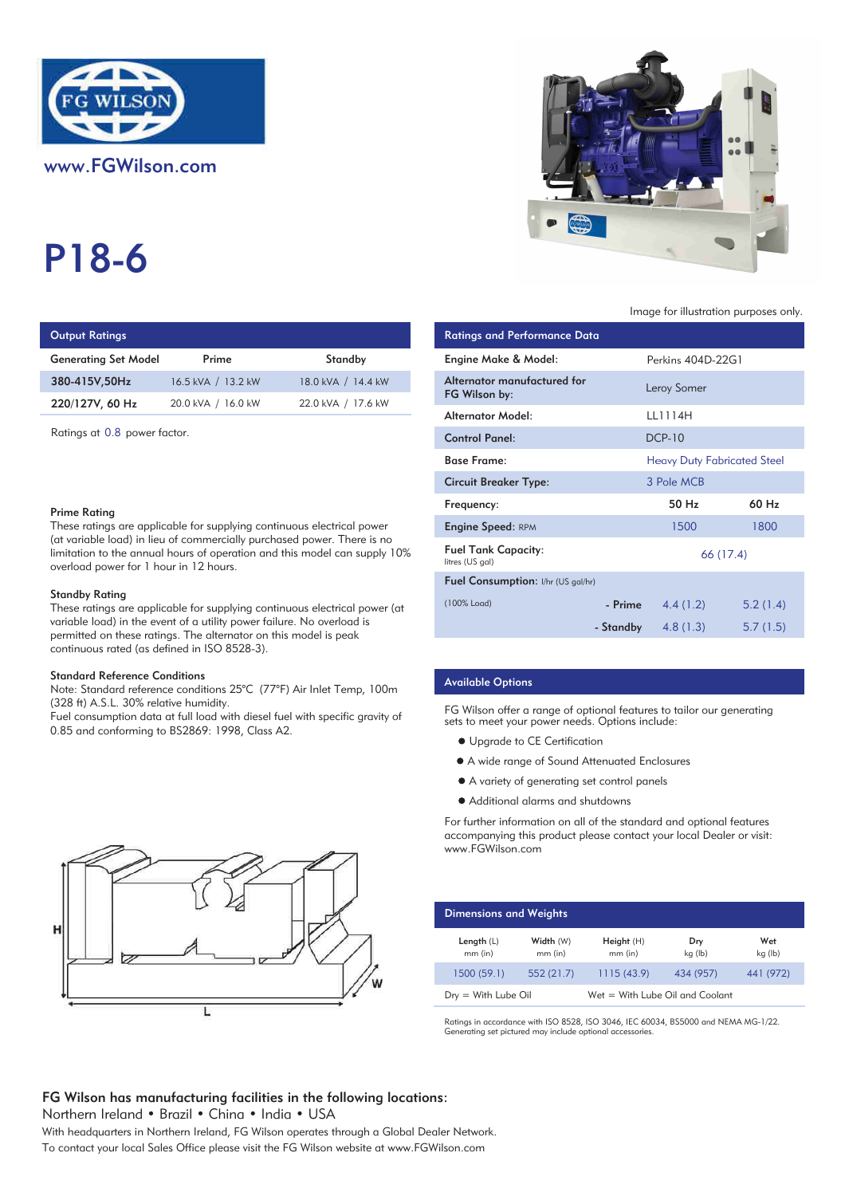FG WILSON

www.FGWilson.com

# P18-6

Image for illustration purposes only.

## Output Ratings

| Generating Set Model | Prime | Standby |
|---|---|---|
| 380-415V,50Hz | 16.5 kVA / 13.2 kW | 18.0 kVA / 14.4 kW |
| 220/127V, 60 Hz | 20.0 kVA / 16.0 kW | 22.0 kVA / 17.6 kW |

Ratings at 0.8 power factor.

### Prime Rating

These ratings are applicable for supplying continuous electrical power (at variable load) in lieu of commercially purchased power. There is no limitation to the annual hours of operation and this model can supply 10% overload power for 1 hour in 12 hours.

### Standby Rating

These ratings are applicable for supplying continuous electrical power (at variable load) in the event of a utility power failure. No overload is permitted on these ratings. The alternator on this model is peak continuous rated (as defined in ISO 8528-3).

### Standard Reference Conditions

Note: Standard reference conditions 25°C (77°F) Air Inlet Temp, 100m (328 ft) A.S.L. 30% relative humidity.
Fuel consumption data at full load with diesel fuel with specific gravity of 0.85 and conforming to BS2869: 1998, Class A2.

## Ratings and Performance Data

| | | | |
|---|---|---|---|
| Engine Make & Model: | Perkins 404D-22G1 | | |
| Alternator manufactured for FG Wilson by: | Leroy Somer | | |
| Alternator Model: | LL1114H | | |
| Control Panel: | DCP-10 | | |
| Base Frame: | Heavy Duty Fabricated Steel | | |
| Circuit Breaker Type: | 3 Pole MCB | | |
| Frequency: | | 50 Hz | 60 Hz |
| Engine Speed: RPM | | 1500 | 1800 |
| Fuel Tank Capacity: litres (US gal) | | 66 (17.4) | |
| Fuel Consumption: l/hr (US gal/hr) | | | |
| (100% Load) | - Prime | 4.4 (1.2) | 5.2 (1.4) |
| | - Standby | 4.8 (1.3) | 5.7 (1.5) |

## Available Options

FG Wilson offer a range of optional features to tailor our generating sets to meet your power needs. Options include:

- Upgrade to CE Certification
- A wide range of Sound Attenuated Enclosures
- A variety of generating set control panels
- Additional alarms and shutdowns

For further information on all of the standard and optional features accompanying this product please contact your local Dealer or visit: www.FGWilson.com

## Dimensions and Weights

| Length (L) mm (in) | Width (W) mm (in) | Height (H) mm (in) | Dry kg (lb) | Wet kg (lb) |
|---|---|---|---|---|
| 1500 (59.1) | 552 (21.7) | 1115 (43.9) | 434 (957) | 441 (972) |

Dry = With Lube Oil    Wet = With Lube Oil and Coolant

Ratings in accordance with ISO 8528, ISO 3046, IEC 60034, BS5000 and NEMA MG-1/22.
Generating set pictured may include optional accessories.

**FG Wilson has manufacturing facilities in the following locations:**
Northern Ireland • Brazil • China • India • USA

With headquarters in Northern Ireland, FG Wilson operates through a Global Dealer Network.
To contact your local Sales Office please visit the FG Wilson website at www.FGWilson.com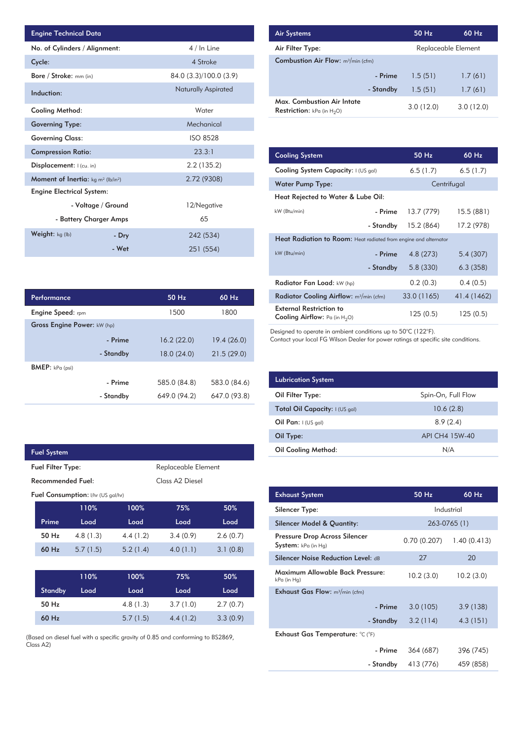| Engine Technical Data | | |
|---|---|---|
| No. of Cylinders / Alignment: | | 4 / In Line |
| Cycle: | | 4 Stroke |
| Bore / Stroke: mm (in) | | 84.0 (3.3)/100.0 (3.9) |
| Induction: | | Naturally Aspirated |
| Cooling Method: | | Water |
| Governing Type: | | Mechanical |
| Governing Class: | | ISO 8528 |
| Compression Ratio: | | 23.3:1 |
| Displacement: l (cu. in) | | 2.2 (135.2) |
| Moment of Inertia: kg m² (lb/in²) | | 2.72 (9308) |
| Engine Electrical System: | | |
| | - Voltage / Ground | 12/Negative |
| | - Battery Charger Amps | 65 |
| Weight: kg (lb) | - Dry | 242 (534) |
| | - Wet | 251 (554) |

| Performance | | 50 Hz | 60 Hz |
|---|---|---|---|
| Engine Speed: rpm | | 1500 | 1800 |
| Gross Engine Power: kW (hp) | | | |
| | - Prime | 16.2 (22.0) | 19.4 (26.0) |
| | - Standby | 18.0 (24.0) | 21.5 (29.0) |
| BMEP: kPa (psi) | | | |
| | - Prime | 585.0 (84.8) | 583.0 (84.6) |
| | - Standby | 649.0 (94.2) | 647.0 (93.8) |

| Fuel System | |
|---|---|
| Fuel Filter Type: | Replaceable Element |
| Recommended Fuel: | Class A2 Diesel |

Fuel Consumption: l/hr (US gal/hr)

| Prime | 110% Load | 100% Load | 75% Load | 50% Load |
|---|---|---|---|---|
| 50 Hz | 4.8 (1.3) | 4.4 (1.2) | 3.4 (0.9) | 2.6 (0.7) |
| 60 Hz | 5.7 (1.5) | 5.2 (1.4) | 4.0 (1.1) | 3.1 (0.8) |

| Standby | 110% Load | 100% Load | 75% Load | 50% Load |
|---|---|---|---|---|
| 50 Hz | | 4.8 (1.3) | 3.7 (1.0) | 2.7 (0.7) |
| 60 Hz | | 5.7 (1.5) | 4.4 (1.2) | 3.3 (0.9) |

(Based on diesel fuel with a specific gravity of 0.85 and conforming to BS2869, Class A2)

| Air Systems | | 50 Hz | 60 Hz |
|---|---|---|---|
| Air Filter Type: | | Replaceable Element | |
| Combustion Air Flow: m³/min (cfm) | | | |
| | - Prime | 1.5 (51) | 1.7 (61) |
| | - Standby | 1.5 (51) | 1.7 (61) |
| Max. Combustion Air Intate Restriction: kPa (in $H_2O$) | | 3.0 (12.0) | 3.0 (12.0) |

| Cooling System | | 50 Hz | 60 Hz |
|---|---|---|---|
| Cooling System Capacity: l (US gal) | | 6.5 (1.7) | 6.5 (1.7) |
| Water Pump Type: | | Centrifugal | |
| Heat Rejected to Water & Lube Oil: | | | |
| kW (Btu/min) | - Prime | 13.7 (779) | 15.5 (881) |
| | - Standby | 15.2 (864) | 17.2 (978) |
| Heat Radiation to Room: Heat radiated from engine and alternator | | | |
| kW (Btu/min) | - Prime | 4.8 (273) | 5.4 (307) |
| | - Standby | 5.8 (330) | 6.3 (358) |
| Radiator Fan Load: kW (hp) | | 0.2 (0.3) | 0.4 (0.5) |
| Radiator Cooling Airflow: m³/min (cfm) | | 33.0 (1165) | 41.4 (1462) |
| External Restriction to Cooling Airflow: Pa (in $H_2O$) | | 125 (0.5) | 125 (0.5) |

Designed to operate in ambient conditions up to 50°C (122°F).
Contact your local FG Wilson Dealer for power ratings at specific site conditions.

| Lubrication System | |
|---|---|
| Oil Filter Type: | Spin-On, Full Flow |
| Total Oil Capacity: l (US gal) | 10.6 (2.8) |
| Oil Pan: l (US gal) | 8.9 (2.4) |
| Oil Type: | API CH4 15W-40 |
| Oil Cooling Method: | N/A |

| Exhaust System | | 50 Hz | 60 Hz |
|---|---|---|---|
| Silencer Type: | | Industrial | |
| Silencer Model & Quantity: | | 263-0765 (1) | |
| Pressure Drop Across Silencer System: kPa (in Hg) | | 0.70 (0.207) | 1.40 (0.413) |
| Silencer Noise Reduction Level: dB | | 27 | 20 |
| Maximum Allowable Back Pressure: kPa (in Hg) | | 10.2 (3.0) | 10.2 (3.0) |
| Exhaust Gas Flow: m³/min (cfm) | | | |
| | - Prime | 3.0 (105) | 3.9 (138) |
| | - Standby | 3.2 (114) | 4.3 (151) |
| Exhaust Gas Temperature: °C (°F) | | | |
| | - Prime | 364 (687) | 396 (745) |
| | - Standby | 413 (776) | 459 (858) |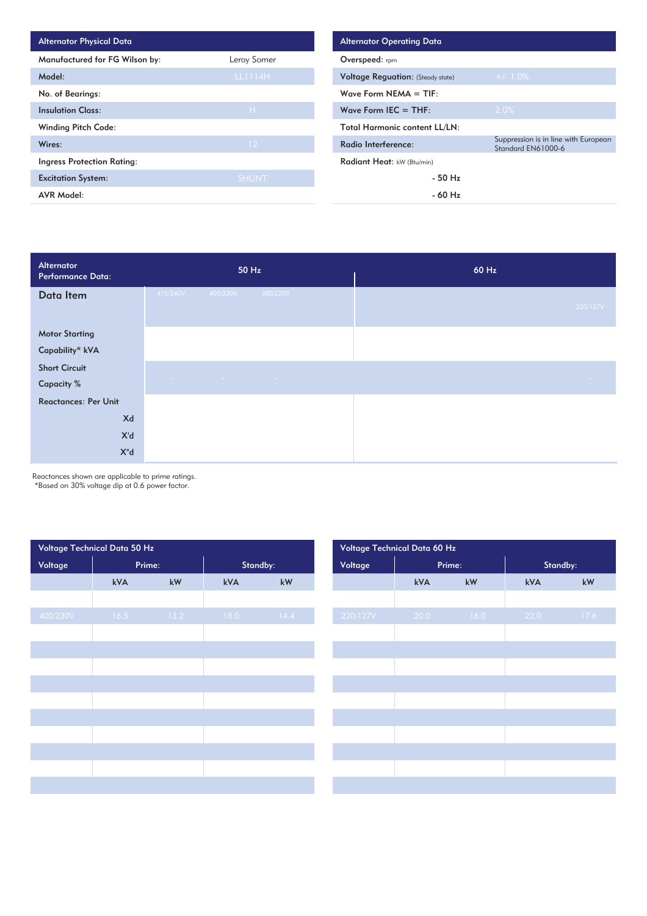| Alternator Physical Data | |
|---|---|
| Manufactured for FG Wilson by: | Leroy Somer |
| Model: | LL1114H |
| No. of Bearings: | |
| Insulation Class: | H |
| Winding Pitch Code: | |
| Wires: | 12 |
| Ingress Protection Rating: | |
| Excitation System: | SHUNT |
| AVR Model: | |

| Alternator Operating Data | |
|---|---|
| Overspeed: rpm | |
| Voltage Reguation: (Steady state) | +/- 1.0% |
| Wave Form NEMA = TIF: | |
| Wave Form IEC = THF: | 2.0% |
| Total Harmonic content LL/LN: | |
| Radio Interference: | Suppression is in line with European Standard EN61000-6 |
| Radiant Heat: kW (Btu/min) | |
| - 50 Hz | |
| - 60 Hz | |

| Alternator Performance Data: | 50 Hz | | | 60 Hz |
|---|---|---|---|---|
| Data Item | 415/240V | 400/230V | 380/220V | 220/127V |
| Motor Starting Capability* kVA | | | | |
| Short Circuit Capacity % | - | - | - | - |
| Reactances: Per Unit | | | | |
| Xd | | | | |
| X'd | | | | |
| X"d | | | | |

Reactances shown are applicable to prime ratings.
*Based on 30% voltage dip at 0.6 power factor.

| Voltage Technical Data 50 Hz | | | | |
|---|---|---|---|---|
| Voltage | Prime: | | Standby: | |
| | kVA | kW | kVA | kW |
| | | | | |
| 400/230V | 16.5 | 13.2 | 18.0 | 14.4 |

| Voltage Technical Data 60 Hz | | | | |
|---|---|---|---|---|
| Voltage | Prime: | | Standby: | |
| | kVA | kW | kVA | kW |
| | | | | |
| 220/127V | 20.0 | 16.0 | 22.0 | 17.6 |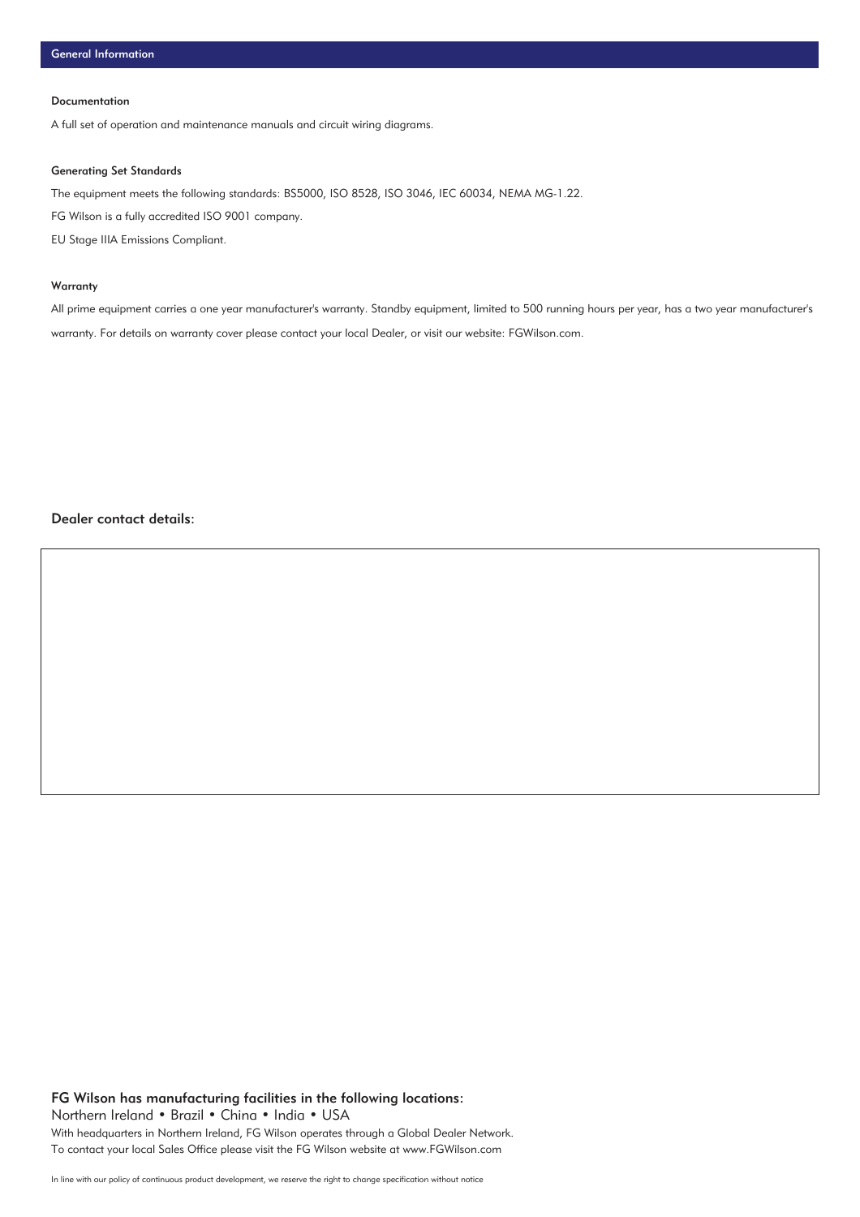## General Information

### Documentation

A full set of operation and maintenance manuals and circuit wiring diagrams.

### Generating Set Standards

The equipment meets the following standards: BS5000, ISO 8528, ISO 3046, IEC 60034, NEMA MG-1.22.

FG Wilson is a fully accredited ISO 9001 company.

EU Stage IIIA Emissions Compliant.

### Warranty

All prime equipment carries a one year manufacturer's warranty. Standby equipment, limited to 500 running hours per year, has a two year manufacturer's warranty. For details on warranty cover please contact your local Dealer, or visit our website: FGWilson.com.

### Dealer contact details:

**FG Wilson has manufacturing facilities in the following locations:**

Northern Ireland • Brazil • China • India • USA

With headquarters in Northern Ireland, FG Wilson operates through a Global Dealer Network.
To contact your local Sales Office please visit the FG Wilson website at www.FGWilson.com

In line with our policy of continuous product development, we reserve the right to change specification without notice